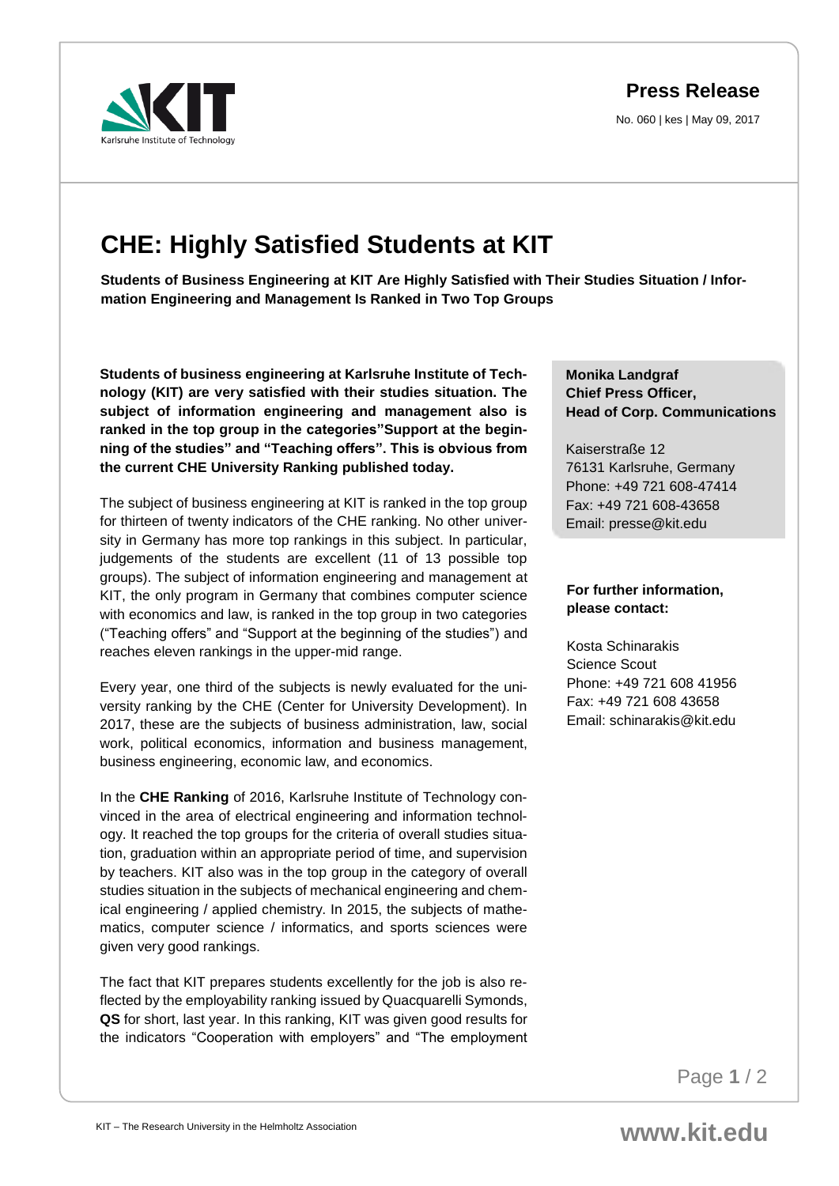# Press Release

No. 060 | kes | May 09, 2017

# CHE: Highly Satisfied Students at KIT

**Students of Business Engineering at KIT Are Highly Satisfied with Their Studies Situation / Information Engineering and Management Is Ranked in Two Top Groups**

**Students of business engineering at Karlsruhe Institute of Technology (KIT) are very satisfied with their studies situation. The subject of information engineering and management also is ranked in the top group in the categories"Support at the beginning of the studies" and "Teaching offers". This is obvious from the current CHE University Ranking published today.**

The subject of business engineering at KIT is ranked in the top group for thirteen of twenty indicators of the CHE ranking. No other university in Germany has more top rankings in this subject. In particular, judgements of the students are excellent (11 of 13 possible top groups). The subject of information engineering and management at KIT, the only program in Germany that combines computer science with economics and law, is ranked in the top group in two categories ("Teaching offers" and "Support at the beginning of the studies") and reaches eleven rankings in the upper-mid range.

Every year, one third of the subjects is newly evaluated for the university ranking by the CHE (Center for University Development). In 2017, these are the subjects of business administration, law, social work, political economics, information and business management, business engineering, economic law, and economics.

In the **CHE Ranking** of 2016, Karlsruhe Institute of Technology convinced in the area of electrical engineering and information technology. It reached the top groups for the criteria of overall studies situation, graduation within an appropriate period of time, and supervision by teachers. KIT also was in the top group in the category of overall studies situation in the subjects of mechanical engineering and chemical engineering / applied chemistry. In 2015, the subjects of mathematics, computer science / informatics, and sports sciences were given very good rankings.

The fact that KIT prepares students excellently for the job is also reflected by the employability ranking issued by Quacquarelli Symonds, **QS** for short, last year. In this ranking, KIT was given good results for the indicators "Cooperation with employers" and "The employment

**Monika Landgraf**
**Chief Press Officer,**
**Head of Corp. Communications**

Kaiserstraße 12
76131 Karlsruhe, Germany
Phone: +49 721 608-47414
Fax: +49 721 608-43658
Email: presse@kit.edu

**For further information, please contact:**

Kosta Schinarakis
Science Scout
Phone: +49 721 608 41956
Fax: +49 721 608 43658
Email: schinarakis@kit.edu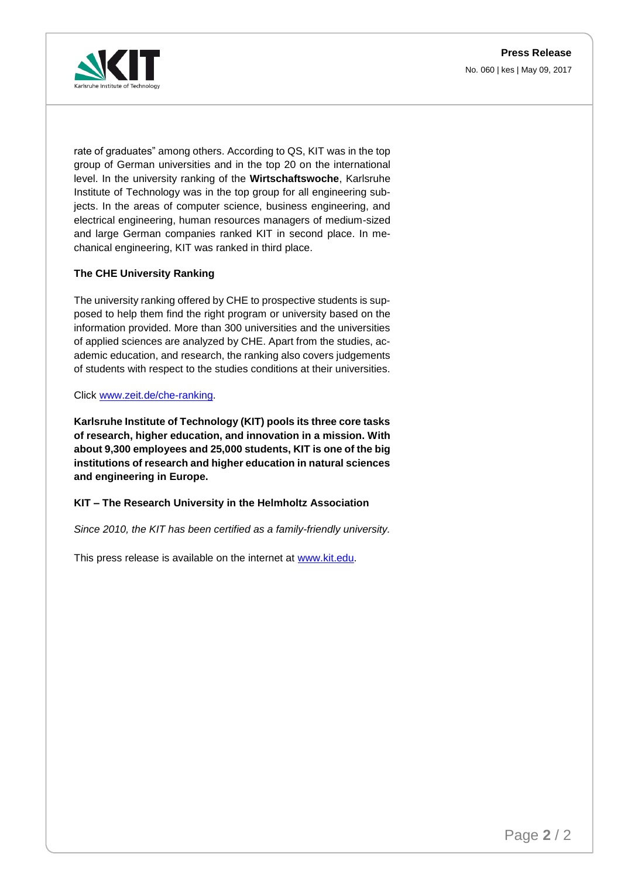rate of graduates" among others. According to QS, KIT was in the top group of German universities and in the top 20 on the international level. In the university ranking of the **Wirtschaftswoche**, Karlsruhe Institute of Technology was in the top group for all engineering subjects. In the areas of computer science, business engineering, and electrical engineering, human resources managers of medium-sized and large German companies ranked KIT in second place. In mechanical engineering, KIT was ranked in third place.

**The CHE University Ranking**

The university ranking offered by CHE to prospective students is supposed to help them find the right program or university based on the information provided. More than 300 universities and the universities of applied sciences are analyzed by CHE. Apart from the studies, academic education, and research, the ranking also covers judgements of students with respect to the studies conditions at their universities.

Click [www.zeit.de/che-ranking](www.zeit.de/che-ranking).

**Karlsruhe Institute of Technology (KIT) pools its three core tasks of research, higher education, and innovation in a mission. With about 9,300 employees and 25,000 students, KIT is one of the big institutions of research and higher education in natural sciences and engineering in Europe.**

**KIT – The Research University in the Helmholtz Association**

*Since 2010, the KIT has been certified as a family-friendly university.*

This press release is available on the internet at [www.kit.edu](www.kit.edu).